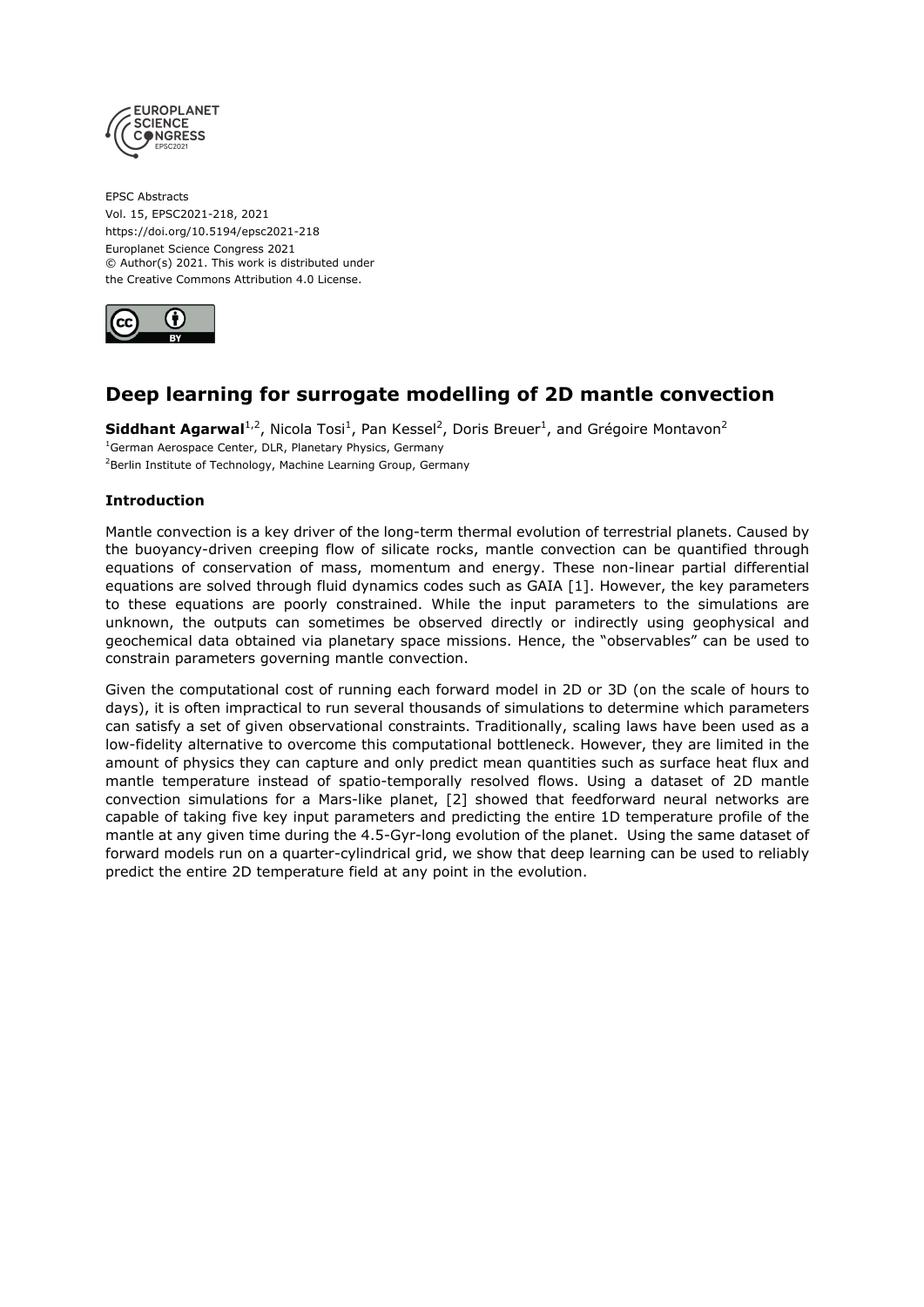EPSC Abstracts
Vol. 15, EPSC2021-218, 2021
https://doi.org/10.5194/epsc2021-218
Europlanet Science Congress 2021
© Author(s) 2021. This work is distributed under
the Creative Commons Attribution 4.0 License.

# Deep learning for surrogate modelling of 2D mantle convection

**Siddhant Agarwal**[1,2], Nicola Tosi[1], Pan Kessel[2], Doris Breuer[1], and Grégoire Montavon[2]

[1]German Aerospace Center, DLR, Planetary Physics, Germany

[2]Berlin Institute of Technology, Machine Learning Group, Germany

### Introduction

Mantle convection is a key driver of the long-term thermal evolution of terrestrial planets. Caused by the buoyancy-driven creeping flow of silicate rocks, mantle convection can be quantified through equations of conservation of mass, momentum and energy. These non-linear partial differential equations are solved through fluid dynamics codes such as GAIA [1]. However, the key parameters to these equations are poorly constrained. While the input parameters to the simulations are unknown, the outputs can sometimes be observed directly or indirectly using geophysical and geochemical data obtained via planetary space missions. Hence, the "observables" can be used to constrain parameters governing mantle convection.

Given the computational cost of running each forward model in 2D or 3D (on the scale of hours to days), it is often impractical to run several thousands of simulations to determine which parameters can satisfy a set of given observational constraints. Traditionally, scaling laws have been used as a low-fidelity alternative to overcome this computational bottleneck. However, they are limited in the amount of physics they can capture and only predict mean quantities such as surface heat flux and mantle temperature instead of spatio-temporally resolved flows. Using a dataset of 2D mantle convection simulations for a Mars-like planet, [2] showed that feedforward neural networks are capable of taking five key input parameters and predicting the entire 1D temperature profile of the mantle at any given time during the 4.5-Gyr-long evolution of the planet. Using the same dataset of forward models run on a quarter-cylindrical grid, we show that deep learning can be used to reliably predict the entire 2D temperature field at any point in the evolution.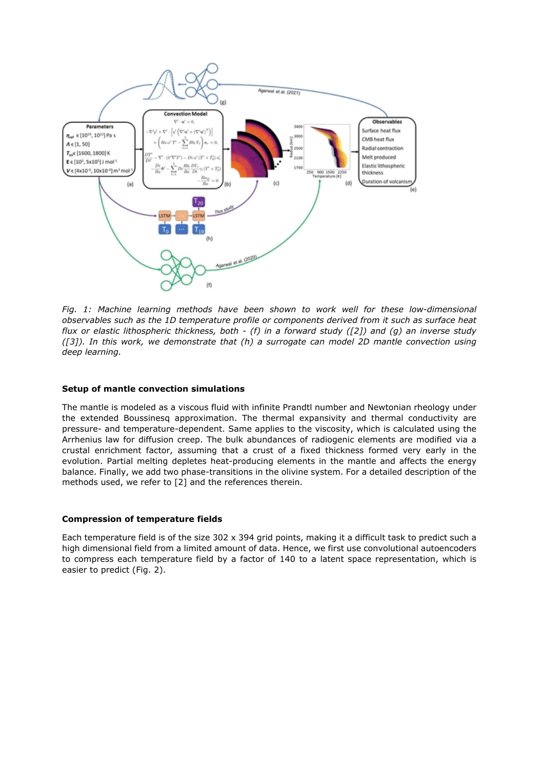*Fig. 1: Machine learning methods have been shown to work well for these low-dimensional observables such as the 1D temperature profile or components derived from it such as surface heat flux or elastic lithospheric thickness, both - (f) in a forward study ([2]) and (g) an inverse study ([3]). In this work, we demonstrate that (h) a surrogate can model 2D mantle convection using deep learning.*

### Setup of mantle convection simulations

The mantle is modeled as a viscous fluid with infinite Prandtl number and Newtonian rheology under the extended Boussinesq approximation. The thermal expansivity and thermal conductivity are pressure- and temperature-dependent. Same applies to the viscosity, which is calculated using the Arrhenius law for diffusion creep. The bulk abundances of radiogenic elements are modified via a crustal enrichment factor, assuming that a crust of a fixed thickness formed very early in the evolution. Partial melting depletes heat-producing elements in the mantle and affects the energy balance. Finally, we add two phase-transitions in the olivine system. For a detailed description of the methods used, we refer to [2] and the references therein.

### Compression of temperature fields

Each temperature field is of the size 302 x 394 grid points, making it a difficult task to predict such a high dimensional field from a limited amount of data. Hence, we first use convolutional autoencoders to compress each temperature field by a factor of 140 to a latent space representation, which is easier to predict (Fig. 2).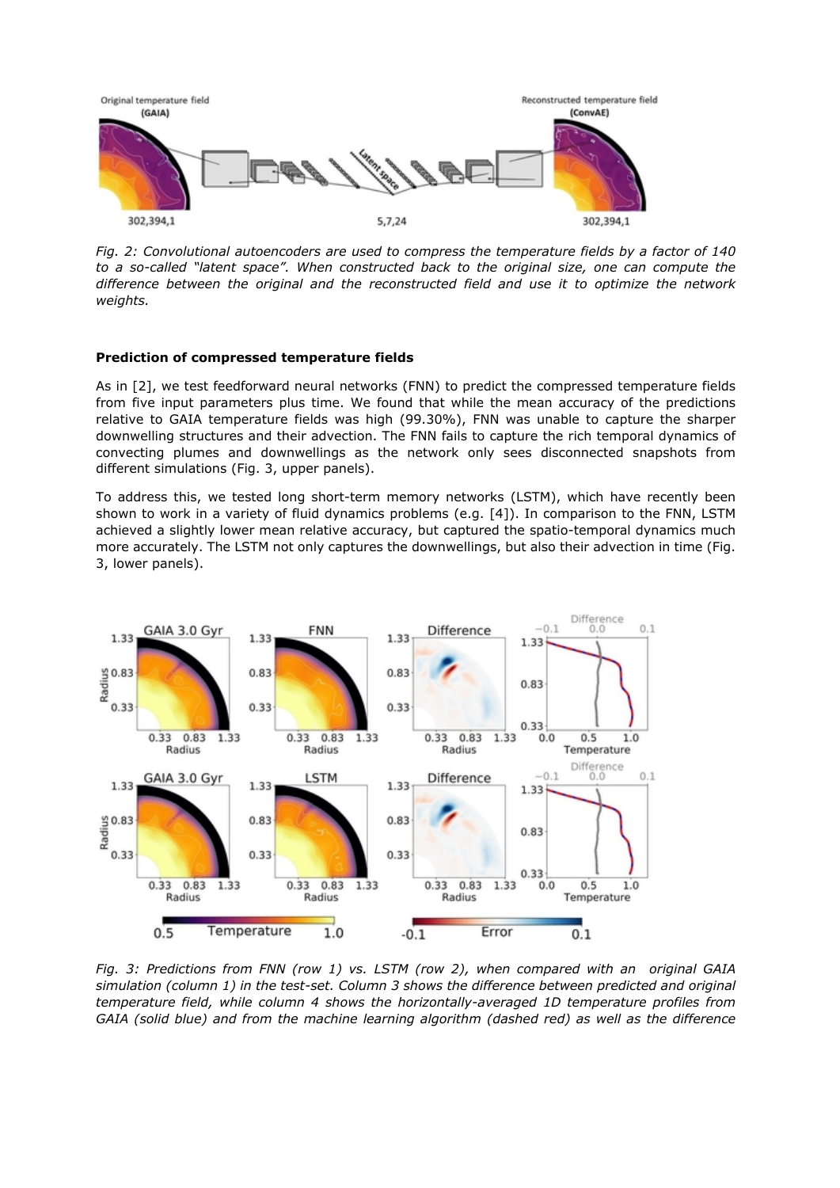*Fig. 2: Convolutional autoencoders are used to compress the temperature fields by a factor of 140 to a so-called "latent space". When constructed back to the original size, one can compute the difference between the original and the reconstructed field and use it to optimize the network weights.*

**Prediction of compressed temperature fields**

As in [2], we test feedforward neural networks (FNN) to predict the compressed temperature fields from five input parameters plus time. We found that while the mean accuracy of the predictions relative to GAIA temperature fields was high (99.30%), FNN was unable to capture the sharper downwelling structures and their advection. The FNN fails to capture the rich temporal dynamics of convecting plumes and downwellings as the network only sees disconnected snapshots from different simulations (Fig. 3, upper panels).

To address this, we tested long short-term memory networks (LSTM), which have recently been shown to work in a variety of fluid dynamics problems (e.g. [4]). In comparison to the FNN, LSTM achieved a slightly lower mean relative accuracy, but captured the spatio-temporal dynamics much more accurately. The LSTM not only captures the downwellings, but also their advection in time (Fig. 3, lower panels).

*Fig. 3: Predictions from FNN (row 1) vs. LSTM (row 2), when compared with an original GAIA simulation (column 1) in the test-set. Column 3 shows the difference between predicted and original temperature field, while column 4 shows the horizontally-averaged 1D temperature profiles from GAIA (solid blue) and from the machine learning algorithm (dashed red) as well as the difference*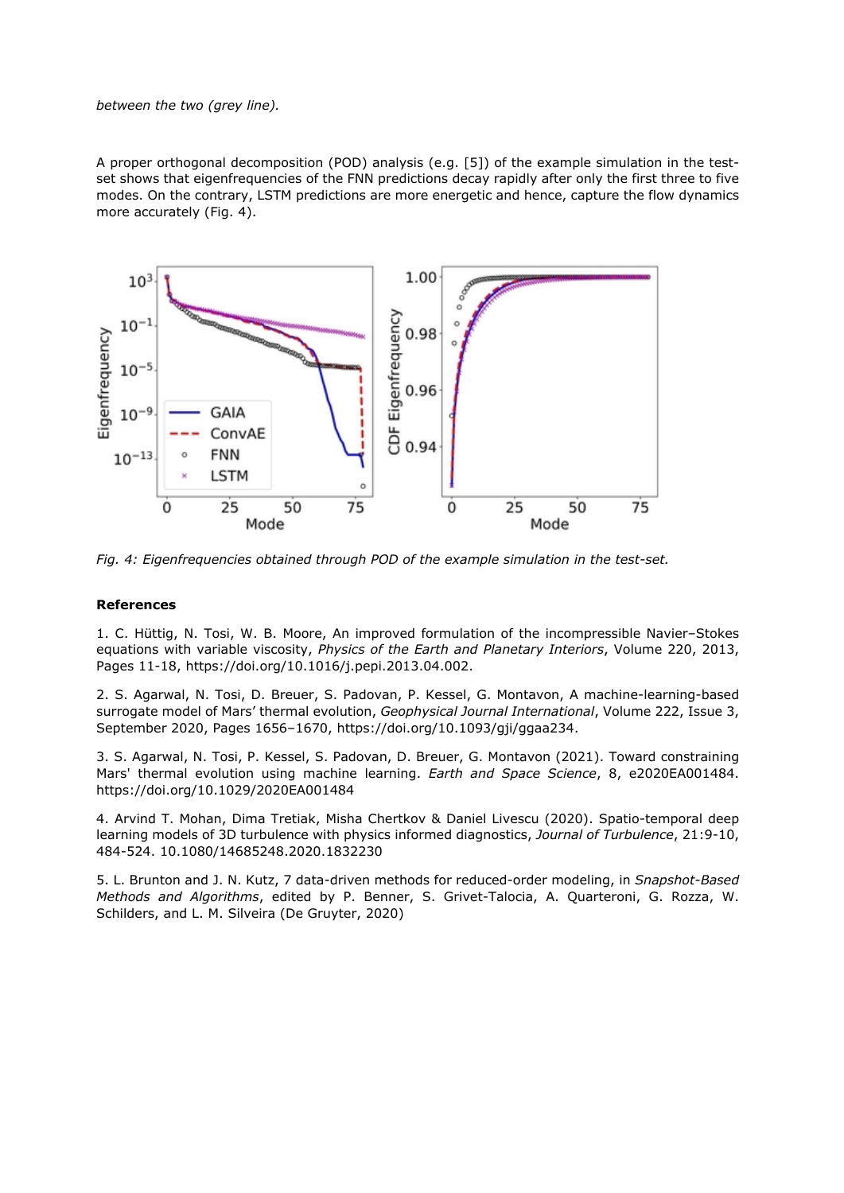*between the two (grey line).*

A proper orthogonal decomposition (POD) analysis (e.g. [5]) of the example simulation in the test-set shows that eigenfrequencies of the FNN predictions decay rapidly after only the first three to five modes. On the contrary, LSTM predictions are more energetic and hence, capture the flow dynamics more accurately (Fig. 4).

$10^{3}$
$10^{-1}$
$10^{-5}$
$10^{-9}$
$10^{-13}$
Eigenfrequency
0
25
50
75
Mode
GAIA
ConvAE
FNN
LSTM

1.00
0.98
0.96
0.94
CDF Eigenfrequency
0
25
50
75
Mode

*Fig. 4: Eigenfrequencies obtained through POD of the example simulation in the test-set.*

**References**

1. C. Hüttig, N. Tosi, W. B. Moore, An improved formulation of the incompressible Navier–Stokes equations with variable viscosity, *Physics of the Earth and Planetary Interiors*, Volume 220, 2013, Pages 11-18, https://doi.org/10.1016/j.pepi.2013.04.002.

2. S. Agarwal, N. Tosi, D. Breuer, S. Padovan, P. Kessel, G. Montavon, A machine-learning-based surrogate model of Mars' thermal evolution, *Geophysical Journal International*, Volume 222, Issue 3, September 2020, Pages 1656–1670, https://doi.org/10.1093/gji/ggaa234.

3. S. Agarwal, N. Tosi, P. Kessel, S. Padovan, D. Breuer, G. Montavon (2021). Toward constraining Mars' thermal evolution using machine learning. *Earth and Space Science*, 8, e2020EA001484. https://doi.org/10.1029/2020EA001484

4. Arvind T. Mohan, Dima Tretiak, Misha Chertkov & Daniel Livescu (2020). Spatio-temporal deep learning models of 3D turbulence with physics informed diagnostics, *Journal of Turbulence*, 21:9-10, 484-524. 10.1080/14685248.2020.1832230

5. L. Brunton and J. N. Kutz, 7 data-driven methods for reduced-order modeling, in *Snapshot-Based Methods and Algorithms*, edited by P. Benner, S. Grivet-Talocia, A. Quarteroni, G. Rozza, W. Schilders, and L. M. Silveira (De Gruyter, 2020)